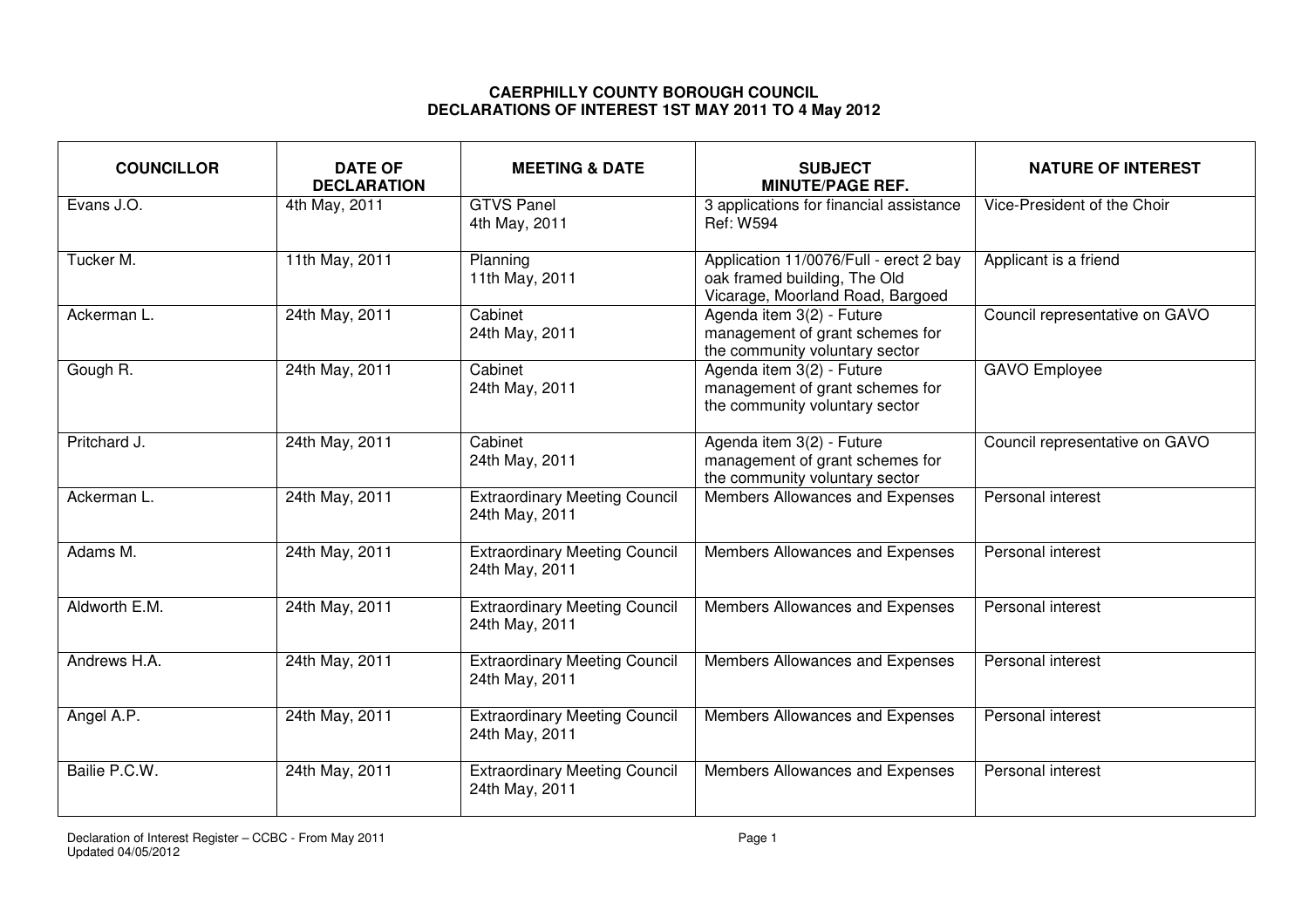# CAERPHILLY COUNTY BOROUGH COUNCIL
## DECLARATIONS OF INTEREST 1ST MAY 2011 TO 4 May 2012

| COUNCILLOR | DATE OF DECLARATION | MEETING & DATE | SUBJECT MINUTE/PAGE REF. | NATURE OF INTEREST |
|---|---|---|---|---|
| Evans J.O. | 4th May, 2011 | GTVS Panel 4th May, 2011 | 3 applications for financial assistance Ref: W594 | Vice-President of the Choir |
| Tucker M. | 11th May, 2011 | Planning 11th May, 2011 | Application 11/0076/Full - erect 2 bay oak framed building, The Old Vicarage, Moorland Road, Bargoed | Applicant is a friend |
| Ackerman L. | 24th May, 2011 | Cabinet 24th May, 2011 | Agenda item 3(2) - Future management of grant schemes for the community voluntary sector | Council representative on GAVO |
| Gough R. | 24th May, 2011 | Cabinet 24th May, 2011 | Agenda item 3(2) - Future management of grant schemes for the community voluntary sector | GAVO Employee |
| Pritchard J. | 24th May, 2011 | Cabinet 24th May, 2011 | Agenda item 3(2) - Future management of grant schemes for the community voluntary sector | Council representative on GAVO |
| Ackerman L. | 24th May, 2011 | Extraordinary Meeting Council 24th May, 2011 | Members Allowances and Expenses | Personal interest |
| Adams M. | 24th May, 2011 | Extraordinary Meeting Council 24th May, 2011 | Members Allowances and Expenses | Personal interest |
| Aldworth E.M. | 24th May, 2011 | Extraordinary Meeting Council 24th May, 2011 | Members Allowances and Expenses | Personal interest |
| Andrews H.A. | 24th May, 2011 | Extraordinary Meeting Council 24th May, 2011 | Members Allowances and Expenses | Personal interest |
| Angel A.P. | 24th May, 2011 | Extraordinary Meeting Council 24th May, 2011 | Members Allowances and Expenses | Personal interest |
| Bailie P.C.W. | 24th May, 2011 | Extraordinary Meeting Council 24th May, 2011 | Members Allowances and Expenses | Personal interest |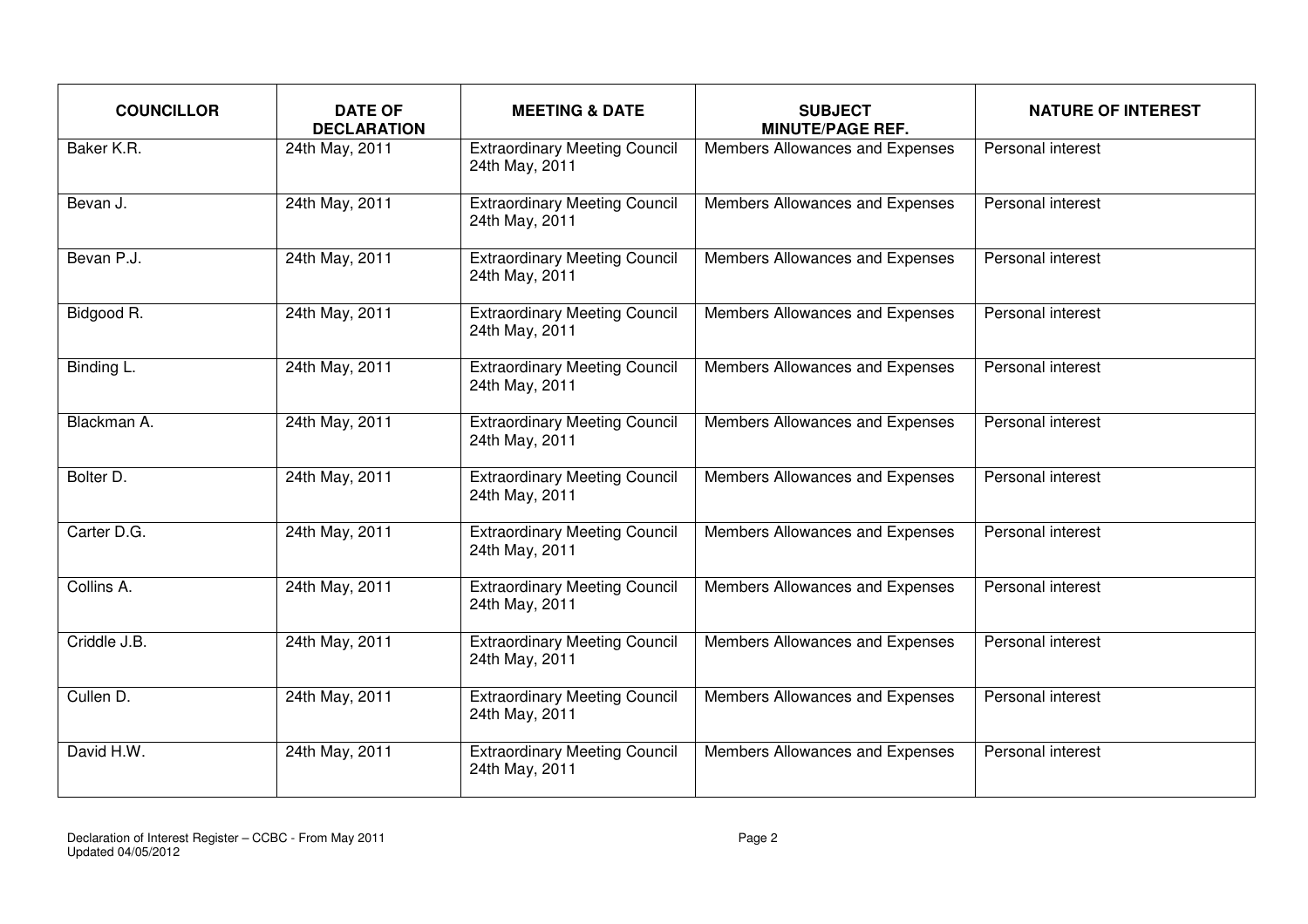| COUNCILLOR | DATE OF DECLARATION | MEETING & DATE | SUBJECT MINUTE/PAGE REF. | NATURE OF INTEREST |
|---|---|---|---|---|
| Baker K.R. | 24th May, 2011 | Extraordinary Meeting Council 24th May, 2011 | Members Allowances and Expenses | Personal interest |
| Bevan J. | 24th May, 2011 | Extraordinary Meeting Council 24th May, 2011 | Members Allowances and Expenses | Personal interest |
| Bevan P.J. | 24th May, 2011 | Extraordinary Meeting Council 24th May, 2011 | Members Allowances and Expenses | Personal interest |
| Bidgood R. | 24th May, 2011 | Extraordinary Meeting Council 24th May, 2011 | Members Allowances and Expenses | Personal interest |
| Binding L. | 24th May, 2011 | Extraordinary Meeting Council 24th May, 2011 | Members Allowances and Expenses | Personal interest |
| Blackman A. | 24th May, 2011 | Extraordinary Meeting Council 24th May, 2011 | Members Allowances and Expenses | Personal interest |
| Bolter D. | 24th May, 2011 | Extraordinary Meeting Council 24th May, 2011 | Members Allowances and Expenses | Personal interest |
| Carter D.G. | 24th May, 2011 | Extraordinary Meeting Council 24th May, 2011 | Members Allowances and Expenses | Personal interest |
| Collins A. | 24th May, 2011 | Extraordinary Meeting Council 24th May, 2011 | Members Allowances and Expenses | Personal interest |
| Criddle J.B. | 24th May, 2011 | Extraordinary Meeting Council 24th May, 2011 | Members Allowances and Expenses | Personal interest |
| Cullen D. | 24th May, 2011 | Extraordinary Meeting Council 24th May, 2011 | Members Allowances and Expenses | Personal interest |
| David H.W. | 24th May, 2011 | Extraordinary Meeting Council 24th May, 2011 | Members Allowances and Expenses | Personal interest |

Declaration of Interest Register – CCBC - From May 2011
Updated 04/05/2012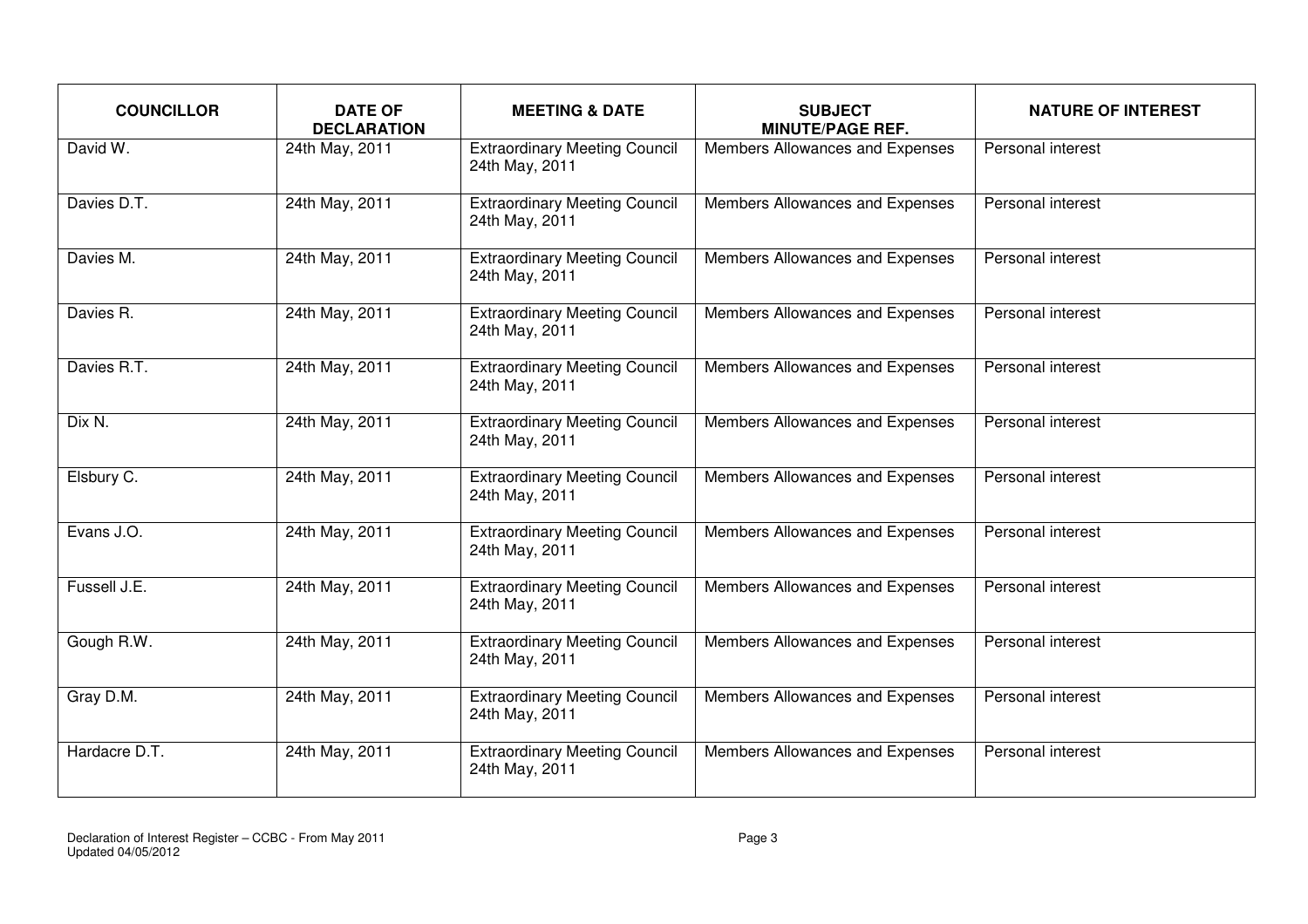| COUNCILLOR | DATE OF DECLARATION | MEETING & DATE | SUBJECT MINUTE/PAGE REF. | NATURE OF INTEREST |
|---|---|---|---|---|
| David W. | 24th May, 2011 | Extraordinary Meeting Council 24th May, 2011 | Members Allowances and Expenses | Personal interest |
| Davies D.T. | 24th May, 2011 | Extraordinary Meeting Council 24th May, 2011 | Members Allowances and Expenses | Personal interest |
| Davies M. | 24th May, 2011 | Extraordinary Meeting Council 24th May, 2011 | Members Allowances and Expenses | Personal interest |
| Davies R. | 24th May, 2011 | Extraordinary Meeting Council 24th May, 2011 | Members Allowances and Expenses | Personal interest |
| Davies R.T. | 24th May, 2011 | Extraordinary Meeting Council 24th May, 2011 | Members Allowances and Expenses | Personal interest |
| Dix N. | 24th May, 2011 | Extraordinary Meeting Council 24th May, 2011 | Members Allowances and Expenses | Personal interest |
| Elsbury C. | 24th May, 2011 | Extraordinary Meeting Council 24th May, 2011 | Members Allowances and Expenses | Personal interest |
| Evans J.O. | 24th May, 2011 | Extraordinary Meeting Council 24th May, 2011 | Members Allowances and Expenses | Personal interest |
| Fussell J.E. | 24th May, 2011 | Extraordinary Meeting Council 24th May, 2011 | Members Allowances and Expenses | Personal interest |
| Gough R.W. | 24th May, 2011 | Extraordinary Meeting Council 24th May, 2011 | Members Allowances and Expenses | Personal interest |
| Gray D.M. | 24th May, 2011 | Extraordinary Meeting Council 24th May, 2011 | Members Allowances and Expenses | Personal interest |
| Hardacre D.T. | 24th May, 2011 | Extraordinary Meeting Council 24th May, 2011 | Members Allowances and Expenses | Personal interest |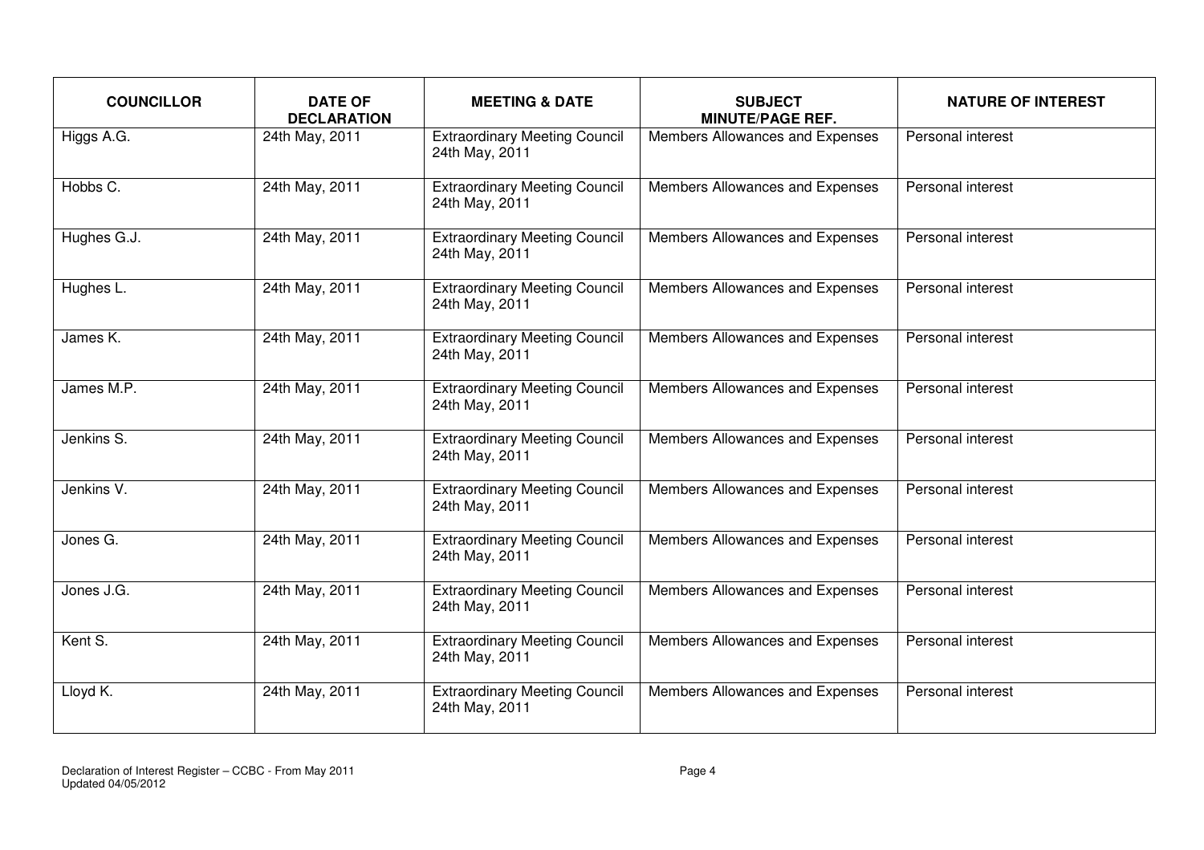| COUNCILLOR | DATE OF DECLARATION | MEETING & DATE | SUBJECT MINUTE/PAGE REF. | NATURE OF INTEREST |
|---|---|---|---|---|
| Higgs A.G. | 24th May, 2011 | Extraordinary Meeting Council 24th May, 2011 | Members Allowances and Expenses | Personal interest |
| Hobbs C. | 24th May, 2011 | Extraordinary Meeting Council 24th May, 2011 | Members Allowances and Expenses | Personal interest |
| Hughes G.J. | 24th May, 2011 | Extraordinary Meeting Council 24th May, 2011 | Members Allowances and Expenses | Personal interest |
| Hughes L. | 24th May, 2011 | Extraordinary Meeting Council 24th May, 2011 | Members Allowances and Expenses | Personal interest |
| James K. | 24th May, 2011 | Extraordinary Meeting Council 24th May, 2011 | Members Allowances and Expenses | Personal interest |
| James M.P. | 24th May, 2011 | Extraordinary Meeting Council 24th May, 2011 | Members Allowances and Expenses | Personal interest |
| Jenkins S. | 24th May, 2011 | Extraordinary Meeting Council 24th May, 2011 | Members Allowances and Expenses | Personal interest |
| Jenkins V. | 24th May, 2011 | Extraordinary Meeting Council 24th May, 2011 | Members Allowances and Expenses | Personal interest |
| Jones G. | 24th May, 2011 | Extraordinary Meeting Council 24th May, 2011 | Members Allowances and Expenses | Personal interest |
| Jones J.G. | 24th May, 2011 | Extraordinary Meeting Council 24th May, 2011 | Members Allowances and Expenses | Personal interest |
| Kent S. | 24th May, 2011 | Extraordinary Meeting Council 24th May, 2011 | Members Allowances and Expenses | Personal interest |
| Lloyd K. | 24th May, 2011 | Extraordinary Meeting Council 24th May, 2011 | Members Allowances and Expenses | Personal interest |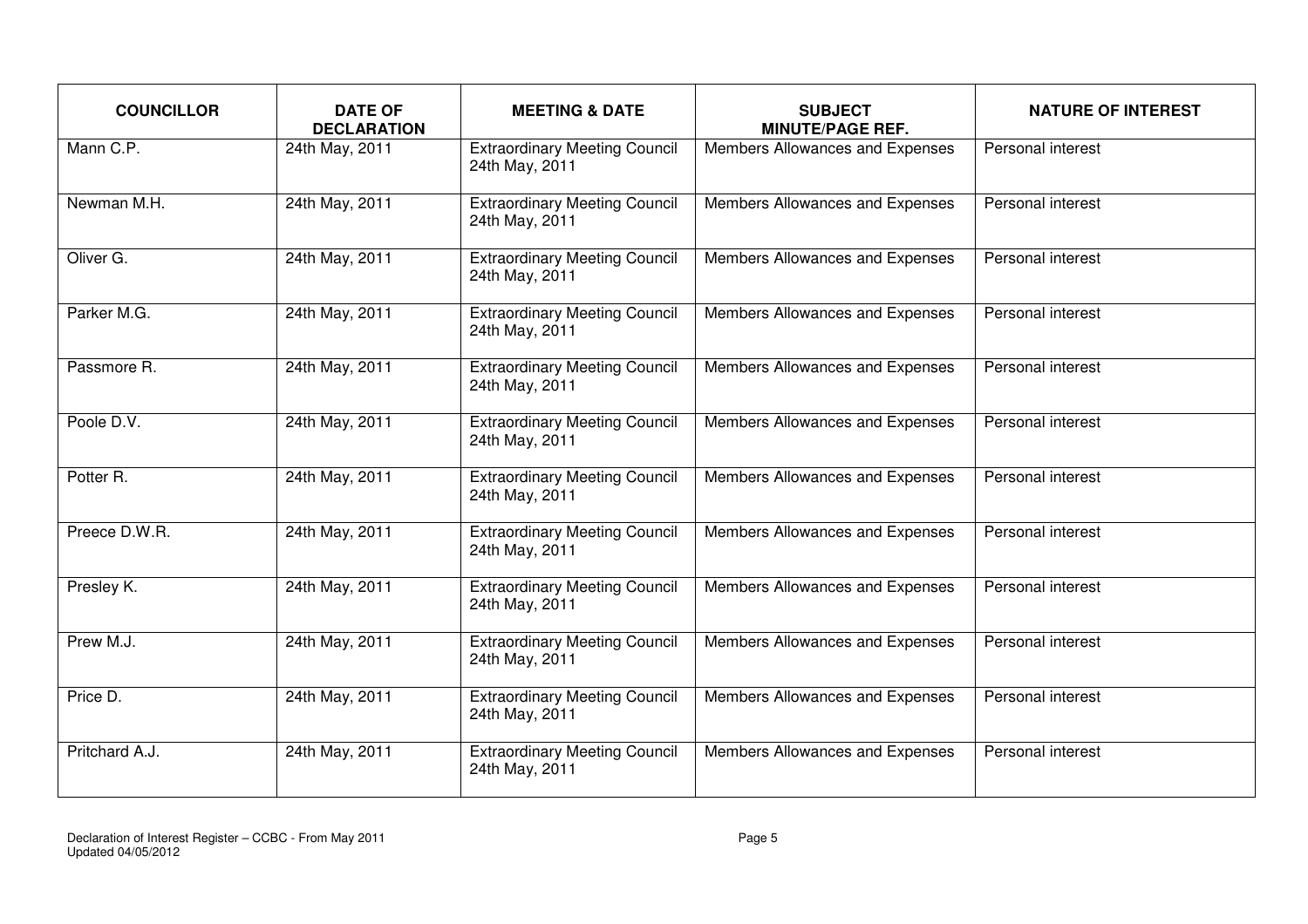| COUNCILLOR | DATE OF DECLARATION | MEETING & DATE | SUBJECT MINUTE/PAGE REF. | NATURE OF INTEREST |
|---|---|---|---|---|
| Mann C.P. | 24th May, 2011 | Extraordinary Meeting Council 24th May, 2011 | Members Allowances and Expenses | Personal interest |
| Newman M.H. | 24th May, 2011 | Extraordinary Meeting Council 24th May, 2011 | Members Allowances and Expenses | Personal interest |
| Oliver G. | 24th May, 2011 | Extraordinary Meeting Council 24th May, 2011 | Members Allowances and Expenses | Personal interest |
| Parker M.G. | 24th May, 2011 | Extraordinary Meeting Council 24th May, 2011 | Members Allowances and Expenses | Personal interest |
| Passmore R. | 24th May, 2011 | Extraordinary Meeting Council 24th May, 2011 | Members Allowances and Expenses | Personal interest |
| Poole D.V. | 24th May, 2011 | Extraordinary Meeting Council 24th May, 2011 | Members Allowances and Expenses | Personal interest |
| Potter R. | 24th May, 2011 | Extraordinary Meeting Council 24th May, 2011 | Members Allowances and Expenses | Personal interest |
| Preece D.W.R. | 24th May, 2011 | Extraordinary Meeting Council 24th May, 2011 | Members Allowances and Expenses | Personal interest |
| Presley K. | 24th May, 2011 | Extraordinary Meeting Council 24th May, 2011 | Members Allowances and Expenses | Personal interest |
| Prew M.J. | 24th May, 2011 | Extraordinary Meeting Council 24th May, 2011 | Members Allowances and Expenses | Personal interest |
| Price D. | 24th May, 2011 | Extraordinary Meeting Council 24th May, 2011 | Members Allowances and Expenses | Personal interest |
| Pritchard A.J. | 24th May, 2011 | Extraordinary Meeting Council 24th May, 2011 | Members Allowances and Expenses | Personal interest |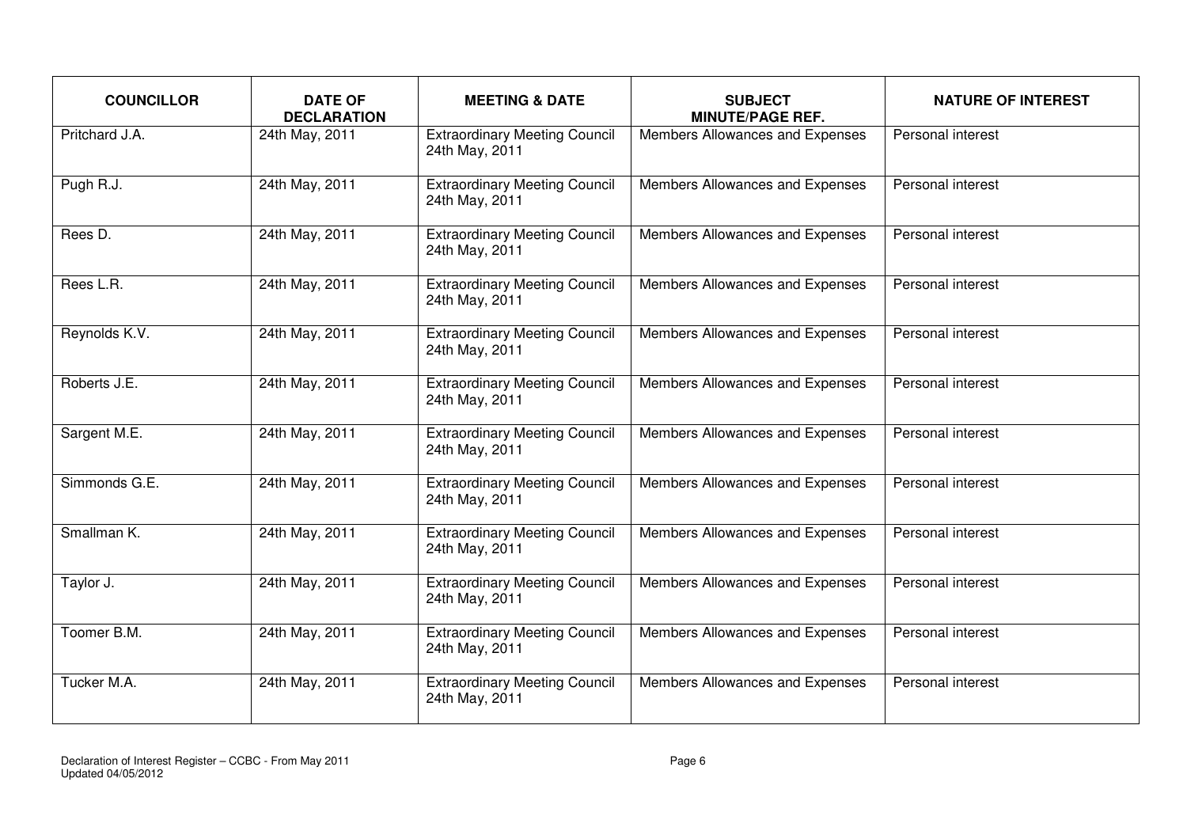| COUNCILLOR | DATE OF DECLARATION | MEETING & DATE | SUBJECT MINUTE/PAGE REF. | NATURE OF INTEREST |
|---|---|---|---|---|
| Pritchard J.A. | 24th May, 2011 | Extraordinary Meeting Council 24th May, 2011 | Members Allowances and Expenses | Personal interest |
| Pugh R.J. | 24th May, 2011 | Extraordinary Meeting Council 24th May, 2011 | Members Allowances and Expenses | Personal interest |
| Rees D. | 24th May, 2011 | Extraordinary Meeting Council 24th May, 2011 | Members Allowances and Expenses | Personal interest |
| Rees L.R. | 24th May, 2011 | Extraordinary Meeting Council 24th May, 2011 | Members Allowances and Expenses | Personal interest |
| Reynolds K.V. | 24th May, 2011 | Extraordinary Meeting Council 24th May, 2011 | Members Allowances and Expenses | Personal interest |
| Roberts J.E. | 24th May, 2011 | Extraordinary Meeting Council 24th May, 2011 | Members Allowances and Expenses | Personal interest |
| Sargent M.E. | 24th May, 2011 | Extraordinary Meeting Council 24th May, 2011 | Members Allowances and Expenses | Personal interest |
| Simmonds G.E. | 24th May, 2011 | Extraordinary Meeting Council 24th May, 2011 | Members Allowances and Expenses | Personal interest |
| Smallman K. | 24th May, 2011 | Extraordinary Meeting Council 24th May, 2011 | Members Allowances and Expenses | Personal interest |
| Taylor J. | 24th May, 2011 | Extraordinary Meeting Council 24th May, 2011 | Members Allowances and Expenses | Personal interest |
| Toomer B.M. | 24th May, 2011 | Extraordinary Meeting Council 24th May, 2011 | Members Allowances and Expenses | Personal interest |
| Tucker M.A. | 24th May, 2011 | Extraordinary Meeting Council 24th May, 2011 | Members Allowances and Expenses | Personal interest |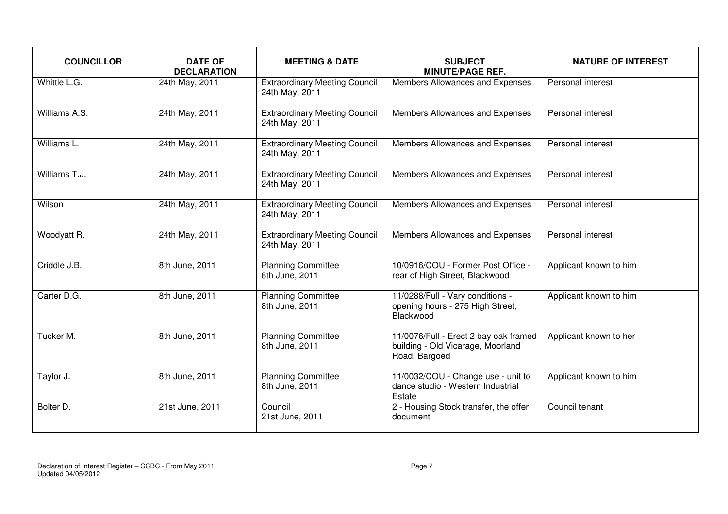| COUNCILLOR | DATE OF DECLARATION | MEETING & DATE | SUBJECT MINUTE/PAGE REF. | NATURE OF INTEREST |
|---|---|---|---|---|
| Whittle L.G. | 24th May, 2011 | Extraordinary Meeting Council 24th May, 2011 | Members Allowances and Expenses | Personal interest |
| Williams A.S. | 24th May, 2011 | Extraordinary Meeting Council 24th May, 2011 | Members Allowances and Expenses | Personal interest |
| Williams L. | 24th May, 2011 | Extraordinary Meeting Council 24th May, 2011 | Members Allowances and Expenses | Personal interest |
| Williams T.J. | 24th May, 2011 | Extraordinary Meeting Council 24th May, 2011 | Members Allowances and Expenses | Personal interest |
| Wilson | 24th May, 2011 | Extraordinary Meeting Council 24th May, 2011 | Members Allowances and Expenses | Personal interest |
| Woodyatt R. | 24th May, 2011 | Extraordinary Meeting Council 24th May, 2011 | Members Allowances and Expenses | Personal interest |
| Criddle J.B. | 8th June, 2011 | Planning Committee 8th June, 2011 | 10/0916/COU - Former Post Office - rear of High Street, Blackwood | Applicant known to him |
| Carter D.G. | 8th June, 2011 | Planning Committee 8th June, 2011 | 11/0288/Full - Vary conditions - opening hours - 275 High Street, Blackwood | Applicant known to him |
| Tucker M. | 8th June, 2011 | Planning Committee 8th June, 2011 | 11/0076/Full - Erect 2 bay oak framed building - Old Vicarage, Moorland Road, Bargoed | Applicant known to her |
| Taylor J. | 8th June, 2011 | Planning Committee 8th June, 2011 | 11/0032/COU - Change use - unit to dance studio - Western Industrial Estate | Applicant known to him |
| Bolter D. | 21st June, 2011 | Council 21st June, 2011 | 2 - Housing Stock transfer, the offer document | Council tenant |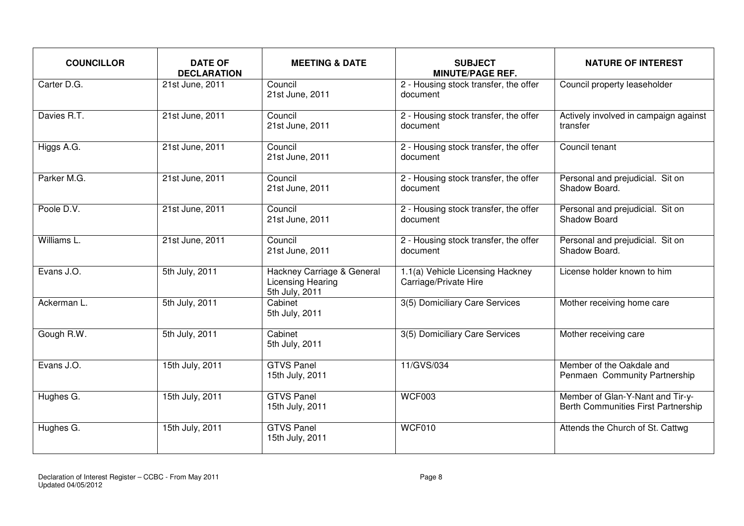| COUNCILLOR | DATE OF DECLARATION | MEETING & DATE | SUBJECT MINUTE/PAGE REF. | NATURE OF INTEREST |
|---|---|---|---|---|
| Carter D.G. | 21st June, 2011 | Council 21st June, 2011 | 2 - Housing stock transfer, the offer document | Council property leaseholder |
| Davies R.T. | 21st June, 2011 | Council 21st June, 2011 | 2 - Housing stock transfer, the offer document | Actively involved in campaign against transfer |
| Higgs A.G. | 21st June, 2011 | Council 21st June, 2011 | 2 - Housing stock transfer, the offer document | Council tenant |
| Parker M.G. | 21st June, 2011 | Council 21st June, 2011 | 2 - Housing stock transfer, the offer document | Personal and prejudicial. Sit on Shadow Board. |
| Poole D.V. | 21st June, 2011 | Council 21st June, 2011 | 2 - Housing stock transfer, the offer document | Personal and prejudicial. Sit on Shadow Board |
| Williams L. | 21st June, 2011 | Council 21st June, 2011 | 2 - Housing stock transfer, the offer document | Personal and prejudicial. Sit on Shadow Board. |
| Evans J.O. | 5th July, 2011 | Hackney Carriage & General Licensing Hearing 5th July, 2011 | 1.1(a) Vehicle Licensing Hackney Carriage/Private Hire | License holder known to him |
| Ackerman L. | 5th July, 2011 | Cabinet 5th July, 2011 | 3(5) Domiciliary Care Services | Mother receiving home care |
| Gough R.W. | 5th July, 2011 | Cabinet 5th July, 2011 | 3(5) Domiciliary Care Services | Mother receiving care |
| Evans J.O. | 15th July, 2011 | GTVS Panel 15th July, 2011 | 11/GVS/034 | Member of the Oakdale and Penmaen Community Partnership |
| Hughes G. | 15th July, 2011 | GTVS Panel 15th July, 2011 | WCF003 | Member of Glan-Y-Nant and Tir-y-Berth Communities First Partnership |
| Hughes G. | 15th July, 2011 | GTVS Panel 15th July, 2011 | WCF010 | Attends the Church of St. Cattwg |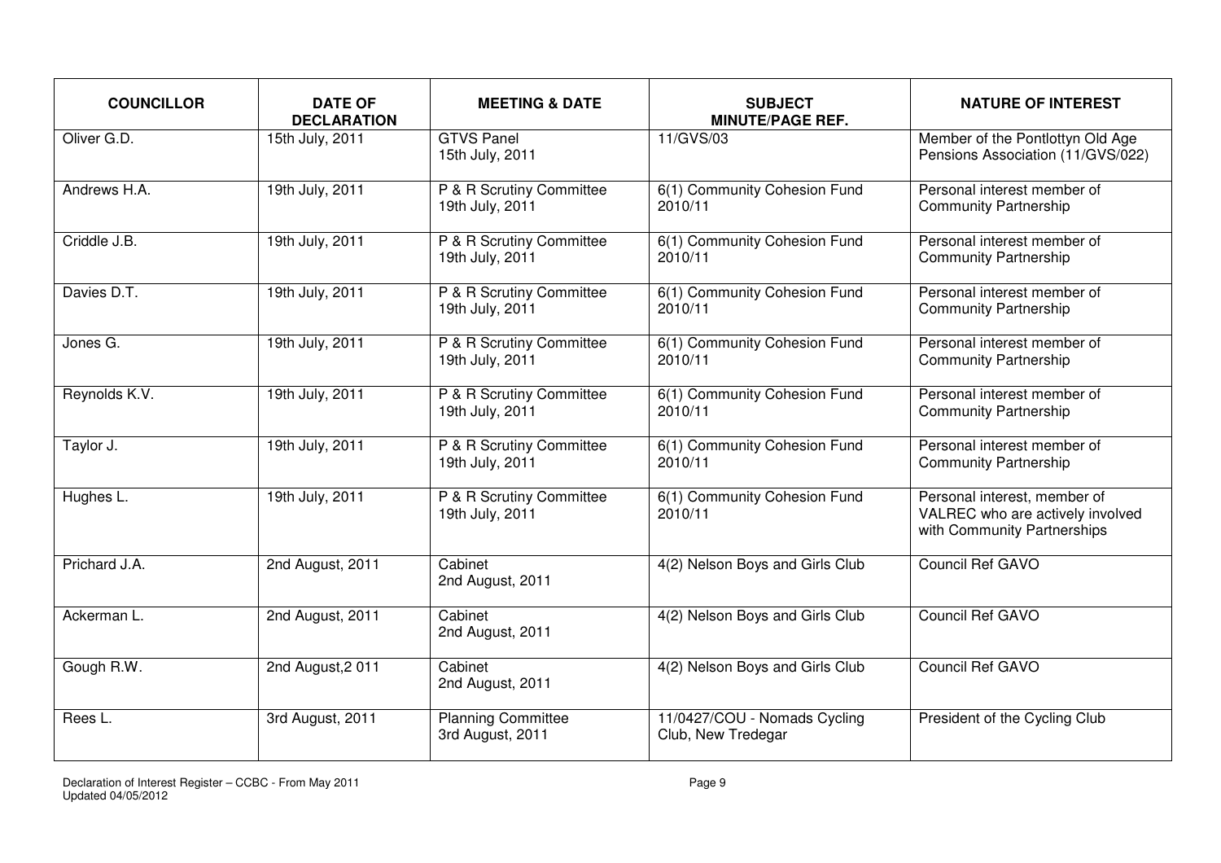| COUNCILLOR | DATE OF DECLARATION | MEETING & DATE | SUBJECT MINUTE/PAGE REF. | NATURE OF INTEREST |
|---|---|---|---|---|
| Oliver G.D. | 15th July, 2011 | GTVS Panel 15th July, 2011 | 11/GVS/03 | Member of the Pontlottyn Old Age Pensions Association (11/GVS/022) |
| Andrews H.A. | 19th July, 2011 | P & R Scrutiny Committee 19th July, 2011 | 6(1) Community Cohesion Fund 2010/11 | Personal interest member of Community Partnership |
| Criddle J.B. | 19th July, 2011 | P & R Scrutiny Committee 19th July, 2011 | 6(1) Community Cohesion Fund 2010/11 | Personal interest member of Community Partnership |
| Davies D.T. | 19th July, 2011 | P & R Scrutiny Committee 19th July, 2011 | 6(1) Community Cohesion Fund 2010/11 | Personal interest member of Community Partnership |
| Jones G. | 19th July, 2011 | P & R Scrutiny Committee 19th July, 2011 | 6(1) Community Cohesion Fund 2010/11 | Personal interest member of Community Partnership |
| Reynolds K.V. | 19th July, 2011 | P & R Scrutiny Committee 19th July, 2011 | 6(1) Community Cohesion Fund 2010/11 | Personal interest member of Community Partnership |
| Taylor J. | 19th July, 2011 | P & R Scrutiny Committee 19th July, 2011 | 6(1) Community Cohesion Fund 2010/11 | Personal interest member of Community Partnership |
| Hughes L. | 19th July, 2011 | P & R Scrutiny Committee 19th July, 2011 | 6(1) Community Cohesion Fund 2010/11 | Personal interest, member of VALREC who are actively involved with Community Partnerships |
| Prichard J.A. | 2nd August, 2011 | Cabinet 2nd August, 2011 | 4(2) Nelson Boys and Girls Club | Council Ref GAVO |
| Ackerman L. | 2nd August, 2011 | Cabinet 2nd August, 2011 | 4(2) Nelson Boys and Girls Club | Council Ref GAVO |
| Gough R.W. | 2nd August,2 011 | Cabinet 2nd August, 2011 | 4(2) Nelson Boys and Girls Club | Council Ref GAVO |
| Rees L. | 3rd August, 2011 | Planning Committee 3rd August, 2011 | 11/0427/COU - Nomads Cycling Club, New Tredegar | President of the Cycling Club |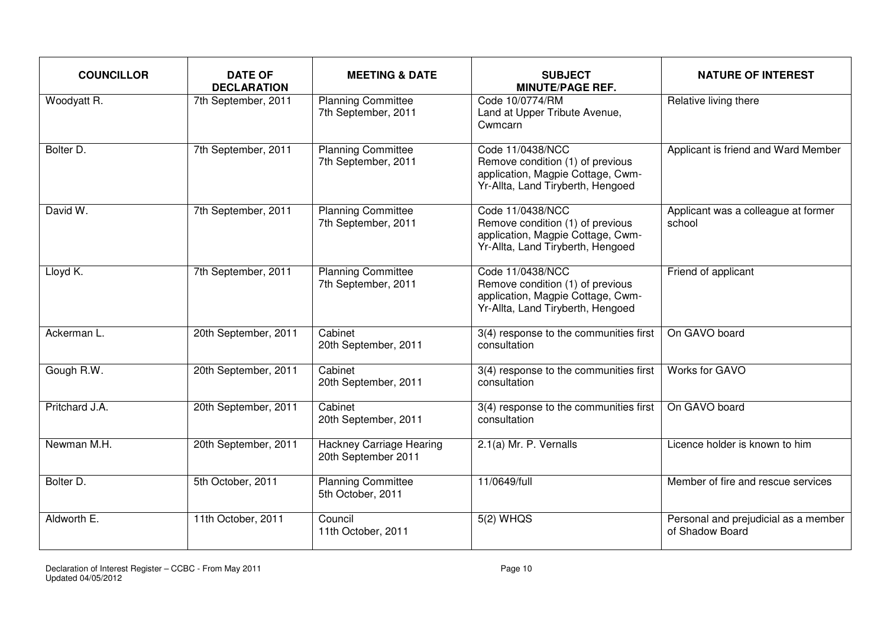| COUNCILLOR | DATE OF DECLARATION | MEETING & DATE | SUBJECT MINUTE/PAGE REF. | NATURE OF INTEREST |
|---|---|---|---|---|
| Woodyatt R. | 7th September, 2011 | Planning Committee 7th September, 2011 | Code 10/0774/RM Land at Upper Tribute Avenue, Cwmcarn | Relative living there |
| Bolter D. | 7th September, 2011 | Planning Committee 7th September, 2011 | Code 11/0438/NCC Remove condition (1) of previous application, Magpie Cottage, Cwm-Yr-Allta, Land Tiryberth, Hengoed | Applicant is friend and Ward Member |
| David W. | 7th September, 2011 | Planning Committee 7th September, 2011 | Code 11/0438/NCC Remove condition (1) of previous application, Magpie Cottage, Cwm-Yr-Allta, Land Tiryberth, Hengoed | Applicant was a colleague at former school |
| Lloyd K. | 7th September, 2011 | Planning Committee 7th September, 2011 | Code 11/0438/NCC Remove condition (1) of previous application, Magpie Cottage, Cwm-Yr-Allta, Land Tiryberth, Hengoed | Friend of applicant |
| Ackerman L. | 20th September, 2011 | Cabinet 20th September, 2011 | 3(4) response to the communities first consultation | On GAVO board |
| Gough R.W. | 20th September, 2011 | Cabinet 20th September, 2011 | 3(4) response to the communities first consultation | Works for GAVO |
| Pritchard J.A. | 20th September, 2011 | Cabinet 20th September, 2011 | 3(4) response to the communities first consultation | On GAVO board |
| Newman M.H. | 20th September, 2011 | Hackney Carriage Hearing 20th September 2011 | 2.1(a) Mr. P. Vernalls | Licence holder is known to him |
| Bolter D. | 5th October, 2011 | Planning Committee 5th October, 2011 | 11/0649/full | Member of fire and rescue services |
| Aldworth E. | 11th October, 2011 | Council 11th October, 2011 | 5(2) WHQS | Personal and prejudicial as a member of Shadow Board |

Declaration of Interest Register – CCBC - From May 2011
Updated 04/05/2012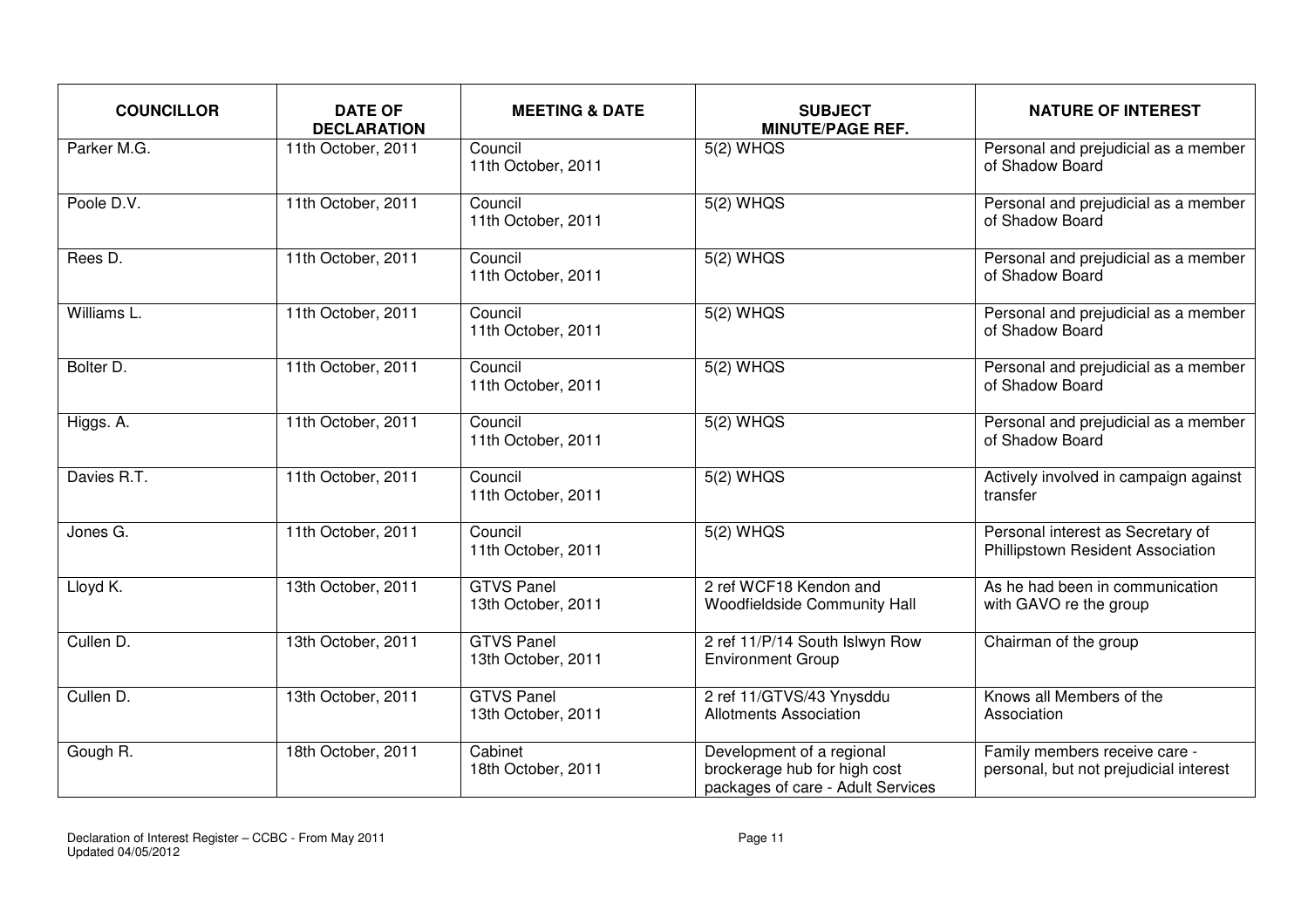| COUNCILLOR | DATE OF DECLARATION | MEETING & DATE | SUBJECT MINUTE/PAGE REF. | NATURE OF INTEREST |
|---|---|---|---|---|
| Parker M.G. | 11th October, 2011 | Council 11th October, 2011 | 5(2) WHQS | Personal and prejudicial as a member of Shadow Board |
| Poole D.V. | 11th October, 2011 | Council 11th October, 2011 | 5(2) WHQS | Personal and prejudicial as a member of Shadow Board |
| Rees D. | 11th October, 2011 | Council 11th October, 2011 | 5(2) WHQS | Personal and prejudicial as a member of Shadow Board |
| Williams L. | 11th October, 2011 | Council 11th October, 2011 | 5(2) WHQS | Personal and prejudicial as a member of Shadow Board |
| Bolter D. | 11th October, 2011 | Council 11th October, 2011 | 5(2) WHQS | Personal and prejudicial as a member of Shadow Board |
| Higgs. A. | 11th October, 2011 | Council 11th October, 2011 | 5(2) WHQS | Personal and prejudicial as a member of Shadow Board |
| Davies R.T. | 11th October, 2011 | Council 11th October, 2011 | 5(2) WHQS | Actively involved in campaign against transfer |
| Jones G. | 11th October, 2011 | Council 11th October, 2011 | 5(2) WHQS | Personal interest as Secretary of Phillipstown Resident Association |
| Lloyd K. | 13th October, 2011 | GTVS Panel 13th October, 2011 | 2 ref WCF18 Kendon and Woodfieldside Community Hall | As he had been in communication with GAVO re the group |
| Cullen D. | 13th October, 2011 | GTVS Panel 13th October, 2011 | 2 ref 11/P/14 South Islwyn Row Environment Group | Chairman of the group |
| Cullen D. | 13th October, 2011 | GTVS Panel 13th October, 2011 | 2 ref 11/GTVS/43 Ynysddu Allotments Association | Knows all Members of the Association |
| Gough R. | 18th October, 2011 | Cabinet 18th October, 2011 | Development of a regional brockerage hub for high cost packages of care - Adult Services | Family members receive care - personal, but not prejudicial interest |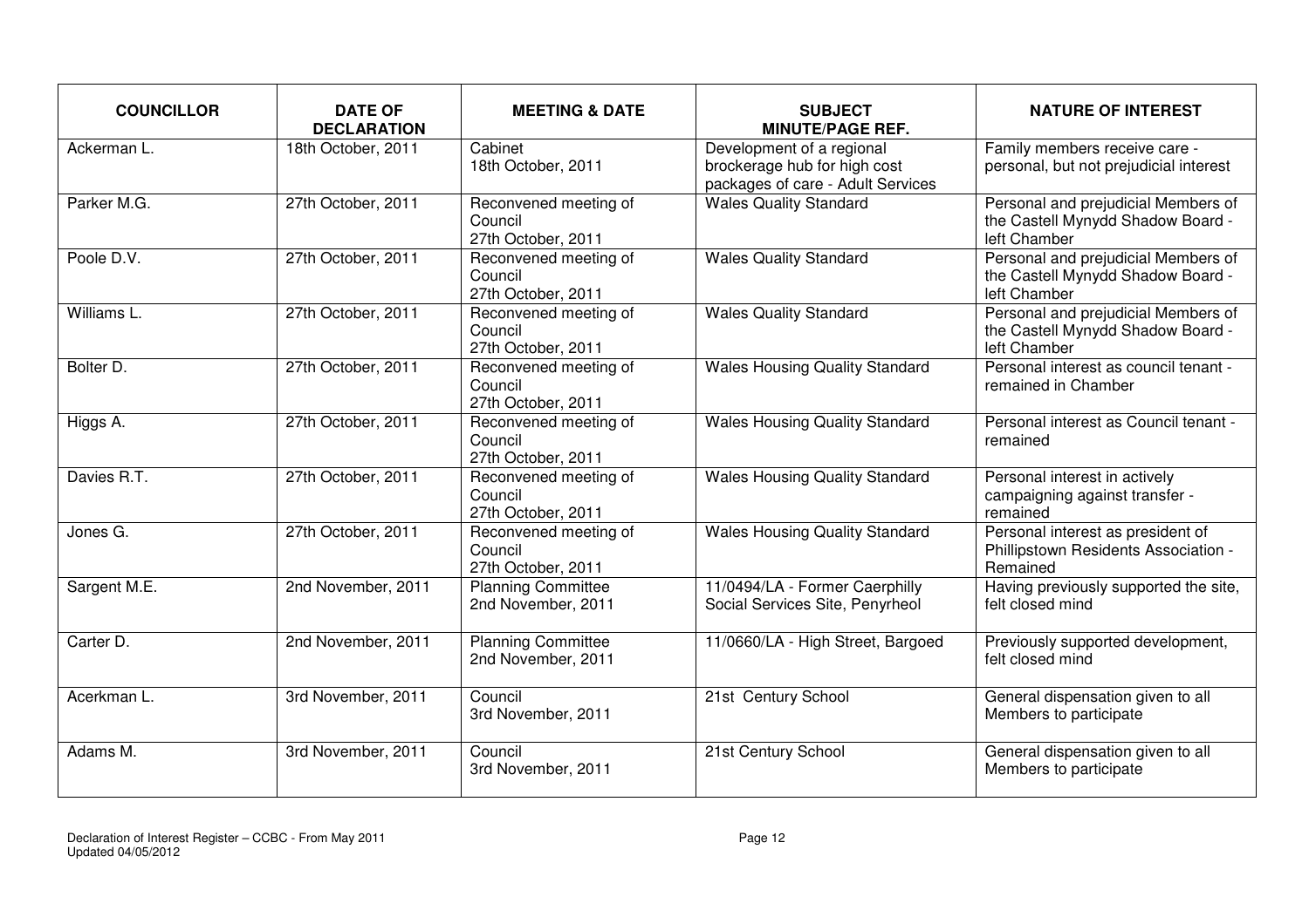| COUNCILLOR | DATE OF DECLARATION | MEETING & DATE | SUBJECT MINUTE/PAGE REF. | NATURE OF INTEREST |
|---|---|---|---|---|
| Ackerman L. | 18th October, 2011 | Cabinet 18th October, 2011 | Development of a regional brockerage hub for high cost packages of care - Adult Services | Family members receive care - personal, but not prejudicial interest |
| Parker M.G. | 27th October, 2011 | Reconvened meeting of Council 27th October, 2011 | Wales Quality Standard | Personal and prejudicial Members of the Castell Mynydd Shadow Board - left Chamber |
| Poole D.V. | 27th October, 2011 | Reconvened meeting of Council 27th October, 2011 | Wales Quality Standard | Personal and prejudicial Members of the Castell Mynydd Shadow Board - left Chamber |
| Williams L. | 27th October, 2011 | Reconvened meeting of Council 27th October, 2011 | Wales Quality Standard | Personal and prejudicial Members of the Castell Mynydd Shadow Board - left Chamber |
| Bolter D. | 27th October, 2011 | Reconvened meeting of Council 27th October, 2011 | Wales Housing Quality Standard | Personal interest as council tenant - remained in Chamber |
| Higgs A. | 27th October, 2011 | Reconvened meeting of Council 27th October, 2011 | Wales Housing Quality Standard | Personal interest as Council tenant - remained |
| Davies R.T. | 27th October, 2011 | Reconvened meeting of Council 27th October, 2011 | Wales Housing Quality Standard | Personal interest in actively campaigning against transfer - remained |
| Jones G. | 27th October, 2011 | Reconvened meeting of Council 27th October, 2011 | Wales Housing Quality Standard | Personal interest as president of Phillipstown Residents Association - Remained |
| Sargent M.E. | 2nd November, 2011 | Planning Committee 2nd November, 2011 | 11/0494/LA - Former Caerphilly Social Services Site, Penyrheol | Having previously supported the site, felt closed mind |
| Carter D. | 2nd November, 2011 | Planning Committee 2nd November, 2011 | 11/0660/LA - High Street, Bargoed | Previously supported development, felt closed mind |
| Acerkman L. | 3rd November, 2011 | Council 3rd November, 2011 | 21st Century School | General dispensation given to all Members to participate |
| Adams M. | 3rd November, 2011 | Council 3rd November, 2011 | 21st Century School | General dispensation given to all Members to participate |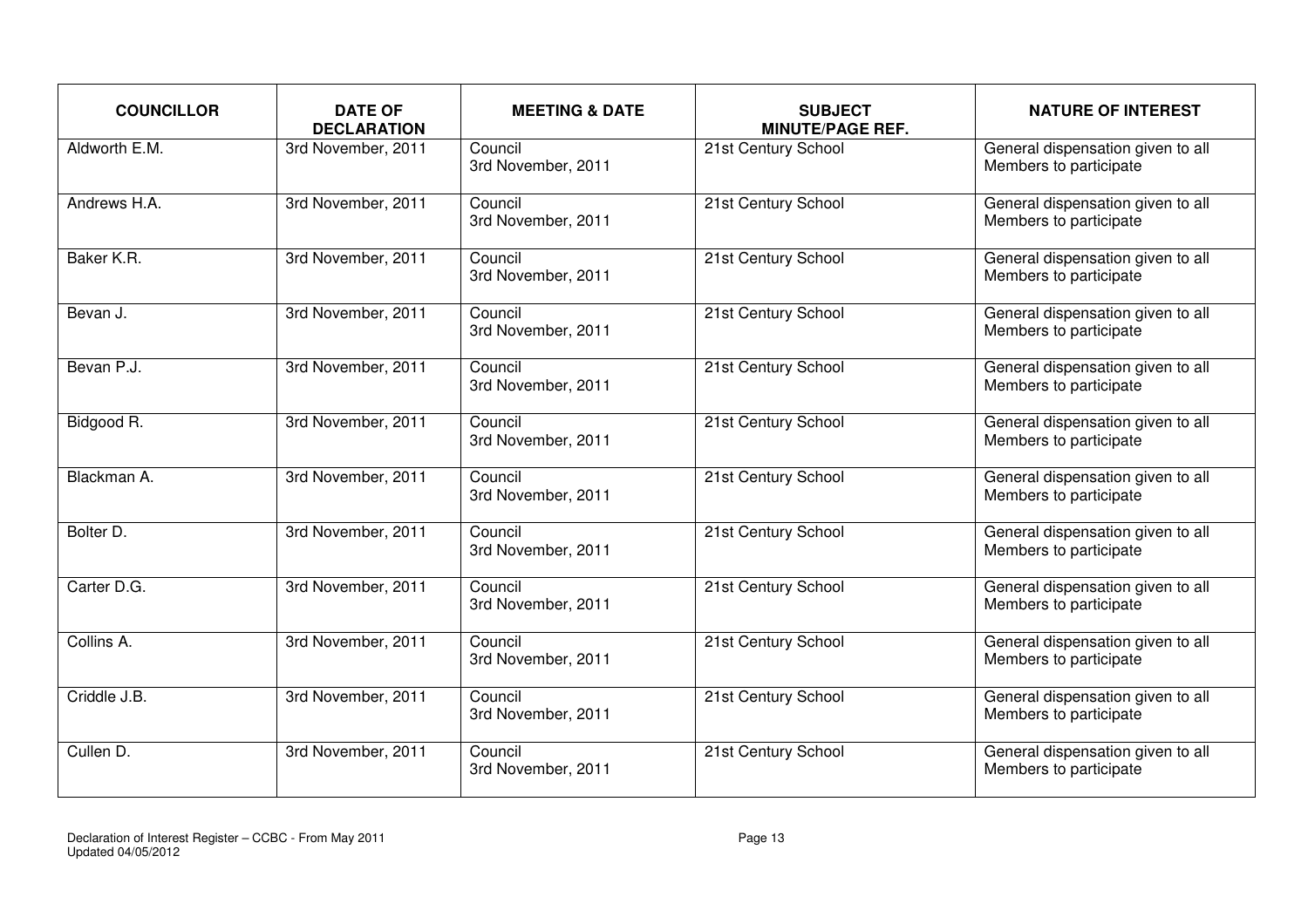| COUNCILLOR | DATE OF DECLARATION | MEETING & DATE | SUBJECT MINUTE/PAGE REF. | NATURE OF INTEREST |
|---|---|---|---|---|
| Aldworth E.M. | 3rd November, 2011 | Council 3rd November, 2011 | 21st Century School | General dispensation given to all Members to participate |
| Andrews H.A. | 3rd November, 2011 | Council 3rd November, 2011 | 21st Century School | General dispensation given to all Members to participate |
| Baker K.R. | 3rd November, 2011 | Council 3rd November, 2011 | 21st Century School | General dispensation given to all Members to participate |
| Bevan J. | 3rd November, 2011 | Council 3rd November, 2011 | 21st Century School | General dispensation given to all Members to participate |
| Bevan P.J. | 3rd November, 2011 | Council 3rd November, 2011 | 21st Century School | General dispensation given to all Members to participate |
| Bidgood R. | 3rd November, 2011 | Council 3rd November, 2011 | 21st Century School | General dispensation given to all Members to participate |
| Blackman A. | 3rd November, 2011 | Council 3rd November, 2011 | 21st Century School | General dispensation given to all Members to participate |
| Bolter D. | 3rd November, 2011 | Council 3rd November, 2011 | 21st Century School | General dispensation given to all Members to participate |
| Carter D.G. | 3rd November, 2011 | Council 3rd November, 2011 | 21st Century School | General dispensation given to all Members to participate |
| Collins A. | 3rd November, 2011 | Council 3rd November, 2011 | 21st Century School | General dispensation given to all Members to participate |
| Criddle J.B. | 3rd November, 2011 | Council 3rd November, 2011 | 21st Century School | General dispensation given to all Members to participate |
| Cullen D. | 3rd November, 2011 | Council 3rd November, 2011 | 21st Century School | General dispensation given to all Members to participate |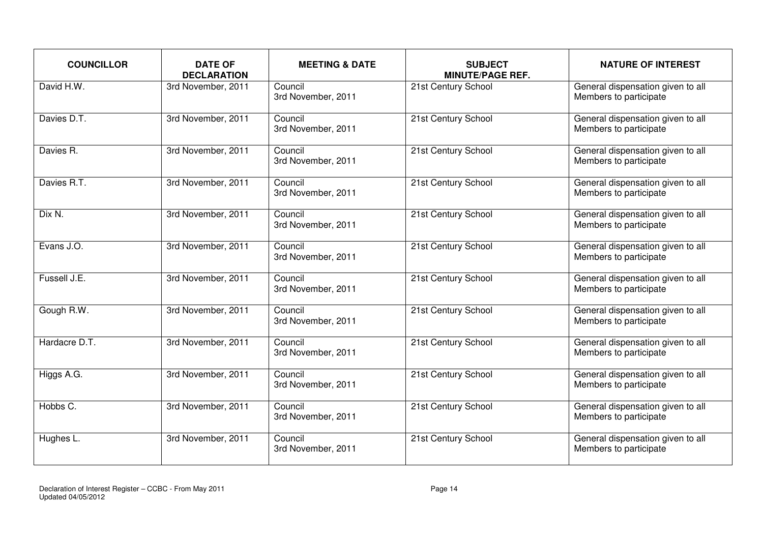| COUNCILLOR | DATE OF DECLARATION | MEETING & DATE | SUBJECT MINUTE/PAGE REF. | NATURE OF INTEREST |
|---|---|---|---|---|
| David H.W. | 3rd November, 2011 | Council 3rd November, 2011 | 21st Century School | General dispensation given to all Members to participate |
| Davies D.T. | 3rd November, 2011 | Council 3rd November, 2011 | 21st Century School | General dispensation given to all Members to participate |
| Davies R. | 3rd November, 2011 | Council 3rd November, 2011 | 21st Century School | General dispensation given to all Members to participate |
| Davies R.T. | 3rd November, 2011 | Council 3rd November, 2011 | 21st Century School | General dispensation given to all Members to participate |
| Dix N. | 3rd November, 2011 | Council 3rd November, 2011 | 21st Century School | General dispensation given to all Members to participate |
| Evans J.O. | 3rd November, 2011 | Council 3rd November, 2011 | 21st Century School | General dispensation given to all Members to participate |
| Fussell J.E. | 3rd November, 2011 | Council 3rd November, 2011 | 21st Century School | General dispensation given to all Members to participate |
| Gough R.W. | 3rd November, 2011 | Council 3rd November, 2011 | 21st Century School | General dispensation given to all Members to participate |
| Hardacre D.T. | 3rd November, 2011 | Council 3rd November, 2011 | 21st Century School | General dispensation given to all Members to participate |
| Higgs A.G. | 3rd November, 2011 | Council 3rd November, 2011 | 21st Century School | General dispensation given to all Members to participate |
| Hobbs C. | 3rd November, 2011 | Council 3rd November, 2011 | 21st Century School | General dispensation given to all Members to participate |
| Hughes L. | 3rd November, 2011 | Council 3rd November, 2011 | 21st Century School | General dispensation given to all Members to participate |

Declaration of Interest Register – CCBC - From May 2011
Updated 04/05/2012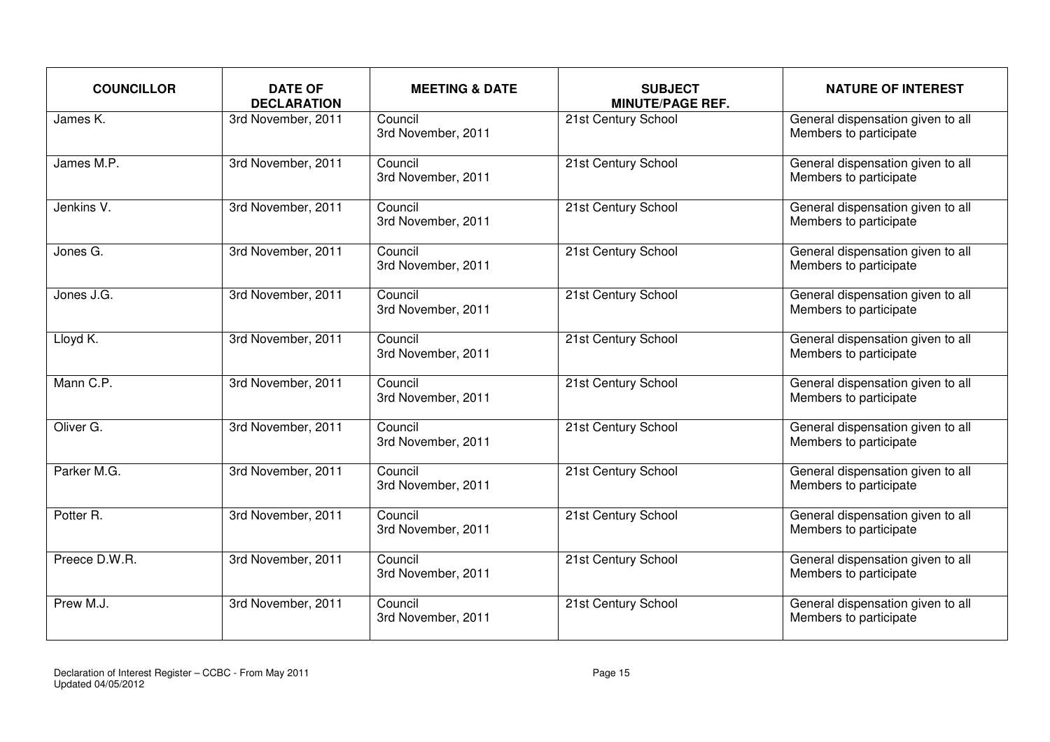| COUNCILLOR | DATE OF DECLARATION | MEETING & DATE | SUBJECT MINUTE/PAGE REF. | NATURE OF INTEREST |
|---|---|---|---|---|
| James K. | 3rd November, 2011 | Council 3rd November, 2011 | 21st Century School | General dispensation given to all Members to participate |
| James M.P. | 3rd November, 2011 | Council 3rd November, 2011 | 21st Century School | General dispensation given to all Members to participate |
| Jenkins V. | 3rd November, 2011 | Council 3rd November, 2011 | 21st Century School | General dispensation given to all Members to participate |
| Jones G. | 3rd November, 2011 | Council 3rd November, 2011 | 21st Century School | General dispensation given to all Members to participate |
| Jones J.G. | 3rd November, 2011 | Council 3rd November, 2011 | 21st Century School | General dispensation given to all Members to participate |
| Lloyd K. | 3rd November, 2011 | Council 3rd November, 2011 | 21st Century School | General dispensation given to all Members to participate |
| Mann C.P. | 3rd November, 2011 | Council 3rd November, 2011 | 21st Century School | General dispensation given to all Members to participate |
| Oliver G. | 3rd November, 2011 | Council 3rd November, 2011 | 21st Century School | General dispensation given to all Members to participate |
| Parker M.G. | 3rd November, 2011 | Council 3rd November, 2011 | 21st Century School | General dispensation given to all Members to participate |
| Potter R. | 3rd November, 2011 | Council 3rd November, 2011 | 21st Century School | General dispensation given to all Members to participate |
| Preece D.W.R. | 3rd November, 2011 | Council 3rd November, 2011 | 21st Century School | General dispensation given to all Members to participate |
| Prew M.J. | 3rd November, 2011 | Council 3rd November, 2011 | 21st Century School | General dispensation given to all Members to participate |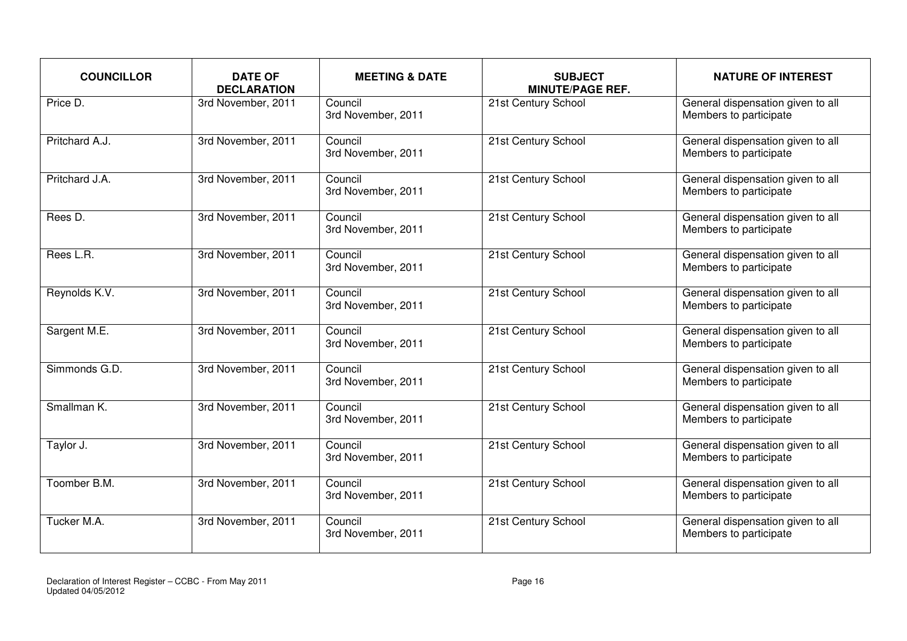| COUNCILLOR | DATE OF DECLARATION | MEETING & DATE | SUBJECT MINUTE/PAGE REF. | NATURE OF INTEREST |
|---|---|---|---|---|
| Price D. | 3rd November, 2011 | Council 3rd November, 2011 | 21st Century School | General dispensation given to all Members to participate |
| Pritchard A.J. | 3rd November, 2011 | Council 3rd November, 2011 | 21st Century School | General dispensation given to all Members to participate |
| Pritchard J.A. | 3rd November, 2011 | Council 3rd November, 2011 | 21st Century School | General dispensation given to all Members to participate |
| Rees D. | 3rd November, 2011 | Council 3rd November, 2011 | 21st Century School | General dispensation given to all Members to participate |
| Rees L.R. | 3rd November, 2011 | Council 3rd November, 2011 | 21st Century School | General dispensation given to all Members to participate |
| Reynolds K.V. | 3rd November, 2011 | Council 3rd November, 2011 | 21st Century School | General dispensation given to all Members to participate |
| Sargent M.E. | 3rd November, 2011 | Council 3rd November, 2011 | 21st Century School | General dispensation given to all Members to participate |
| Simmonds G.D. | 3rd November, 2011 | Council 3rd November, 2011 | 21st Century School | General dispensation given to all Members to participate |
| Smallman K. | 3rd November, 2011 | Council 3rd November, 2011 | 21st Century School | General dispensation given to all Members to participate |
| Taylor J. | 3rd November, 2011 | Council 3rd November, 2011 | 21st Century School | General dispensation given to all Members to participate |
| Toomber B.M. | 3rd November, 2011 | Council 3rd November, 2011 | 21st Century School | General dispensation given to all Members to participate |
| Tucker M.A. | 3rd November, 2011 | Council 3rd November, 2011 | 21st Century School | General dispensation given to all Members to participate |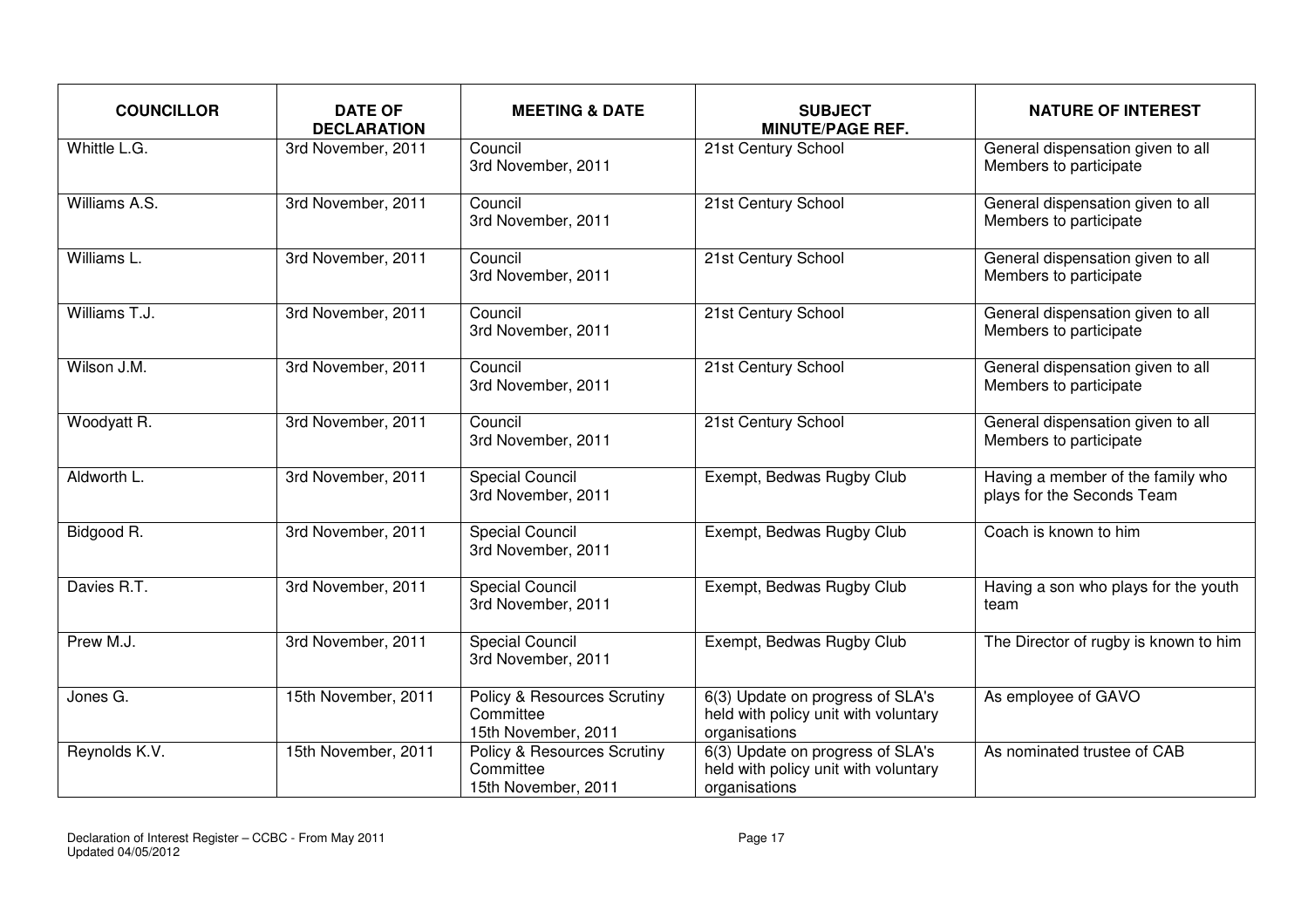| COUNCILLOR | DATE OF DECLARATION | MEETING & DATE | SUBJECT MINUTE/PAGE REF. | NATURE OF INTEREST |
|---|---|---|---|---|
| Whittle L.G. | 3rd November, 2011 | Council 3rd November, 2011 | 21st Century School | General dispensation given to all Members to participate |
| Williams A.S. | 3rd November, 2011 | Council 3rd November, 2011 | 21st Century School | General dispensation given to all Members to participate |
| Williams L. | 3rd November, 2011 | Council 3rd November, 2011 | 21st Century School | General dispensation given to all Members to participate |
| Williams T.J. | 3rd November, 2011 | Council 3rd November, 2011 | 21st Century School | General dispensation given to all Members to participate |
| Wilson J.M. | 3rd November, 2011 | Council 3rd November, 2011 | 21st Century School | General dispensation given to all Members to participate |
| Woodyatt R. | 3rd November, 2011 | Council 3rd November, 2011 | 21st Century School | General dispensation given to all Members to participate |
| Aldworth L. | 3rd November, 2011 | Special Council 3rd November, 2011 | Exempt, Bedwas Rugby Club | Having a member of the family who plays for the Seconds Team |
| Bidgood R. | 3rd November, 2011 | Special Council 3rd November, 2011 | Exempt, Bedwas Rugby Club | Coach is known to him |
| Davies R.T. | 3rd November, 2011 | Special Council 3rd November, 2011 | Exempt, Bedwas Rugby Club | Having a son who plays for the youth team |
| Prew M.J. | 3rd November, 2011 | Special Council 3rd November, 2011 | Exempt, Bedwas Rugby Club | The Director of rugby is known to him |
| Jones G. | 15th November, 2011 | Policy & Resources Scrutiny Committee 15th November, 2011 | 6(3) Update on progress of SLA's held with policy unit with voluntary organisations | As employee of GAVO |
| Reynolds K.V. | 15th November, 2011 | Policy & Resources Scrutiny Committee 15th November, 2011 | 6(3) Update on progress of SLA's held with policy unit with voluntary organisations | As nominated trustee of CAB |

Declaration of Interest Register – CCBC - From May 2011
Updated 04/05/2012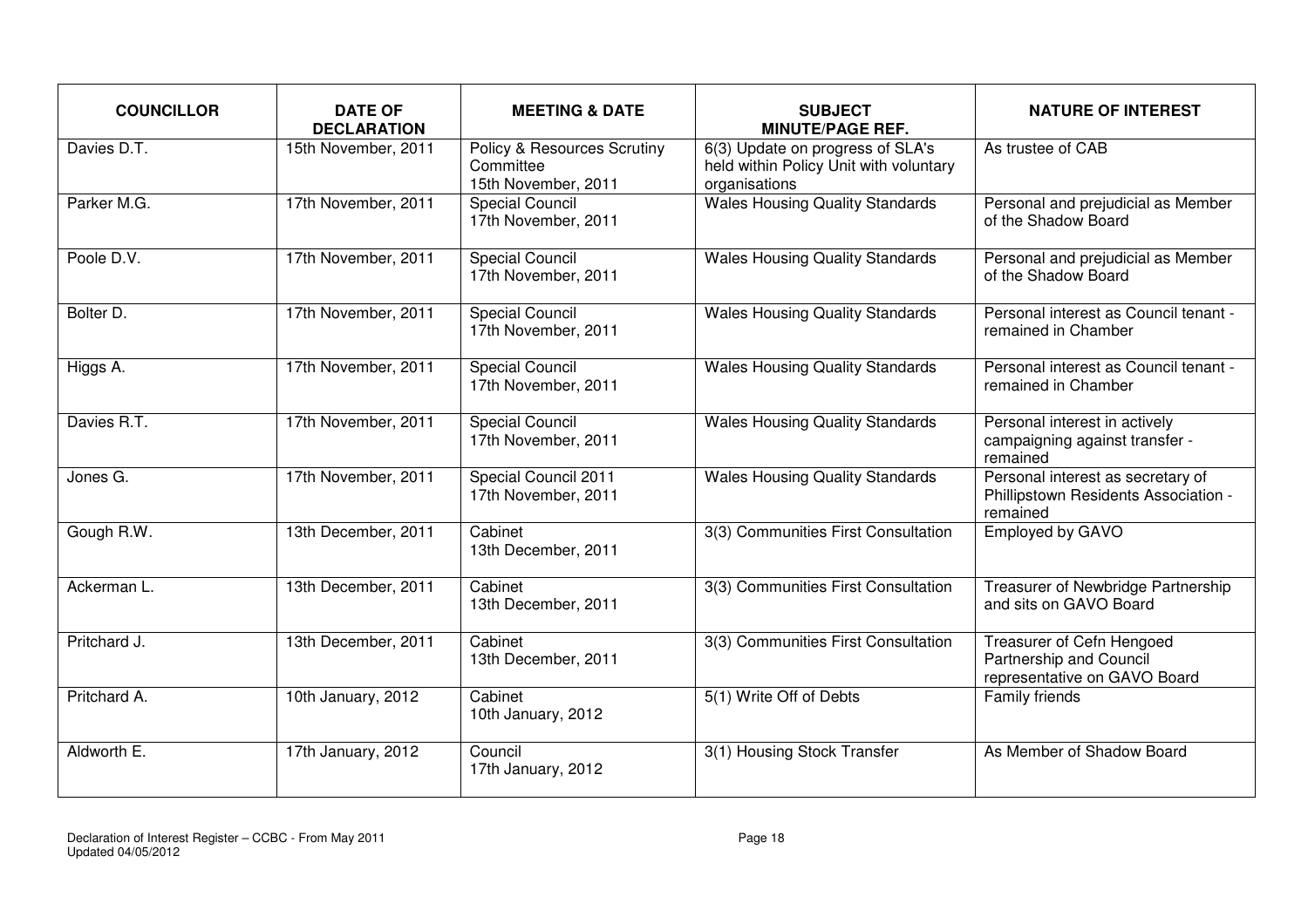| COUNCILLOR | DATE OF DECLARATION | MEETING & DATE | SUBJECT MINUTE/PAGE REF. | NATURE OF INTEREST |
|---|---|---|---|---|
| Davies D.T. | 15th November, 2011 | Policy & Resources Scrutiny Committee 15th November, 2011 | 6(3) Update on progress of SLA's held within Policy Unit with voluntary organisations | As trustee of CAB |
| Parker M.G. | 17th November, 2011 | Special Council 17th November, 2011 | Wales Housing Quality Standards | Personal and prejudicial as Member of the Shadow Board |
| Poole D.V. | 17th November, 2011 | Special Council 17th November, 2011 | Wales Housing Quality Standards | Personal and prejudicial as Member of the Shadow Board |
| Bolter D. | 17th November, 2011 | Special Council 17th November, 2011 | Wales Housing Quality Standards | Personal interest as Council tenant - remained in Chamber |
| Higgs A. | 17th November, 2011 | Special Council 17th November, 2011 | Wales Housing Quality Standards | Personal interest as Council tenant - remained in Chamber |
| Davies R.T. | 17th November, 2011 | Special Council 17th November, 2011 | Wales Housing Quality Standards | Personal interest in actively campaigning against transfer - remained |
| Jones G. | 17th November, 2011 | Special Council 2011 17th November, 2011 | Wales Housing Quality Standards | Personal interest as secretary of Phillipstown Residents Association - remained |
| Gough R.W. | 13th December, 2011 | Cabinet 13th December, 2011 | 3(3) Communities First Consultation | Employed by GAVO |
| Ackerman L. | 13th December, 2011 | Cabinet 13th December, 2011 | 3(3) Communities First Consultation | Treasurer of Newbridge Partnership and sits on GAVO Board |
| Pritchard J. | 13th December, 2011 | Cabinet 13th December, 2011 | 3(3) Communities First Consultation | Treasurer of Cefn Hengoed Partnership and Council representative on GAVO Board |
| Pritchard A. | 10th January, 2012 | Cabinet 10th January, 2012 | 5(1) Write Off of Debts | Family friends |
| Aldworth E. | 17th January, 2012 | Council 17th January, 2012 | 3(1) Housing Stock Transfer | As Member of Shadow Board |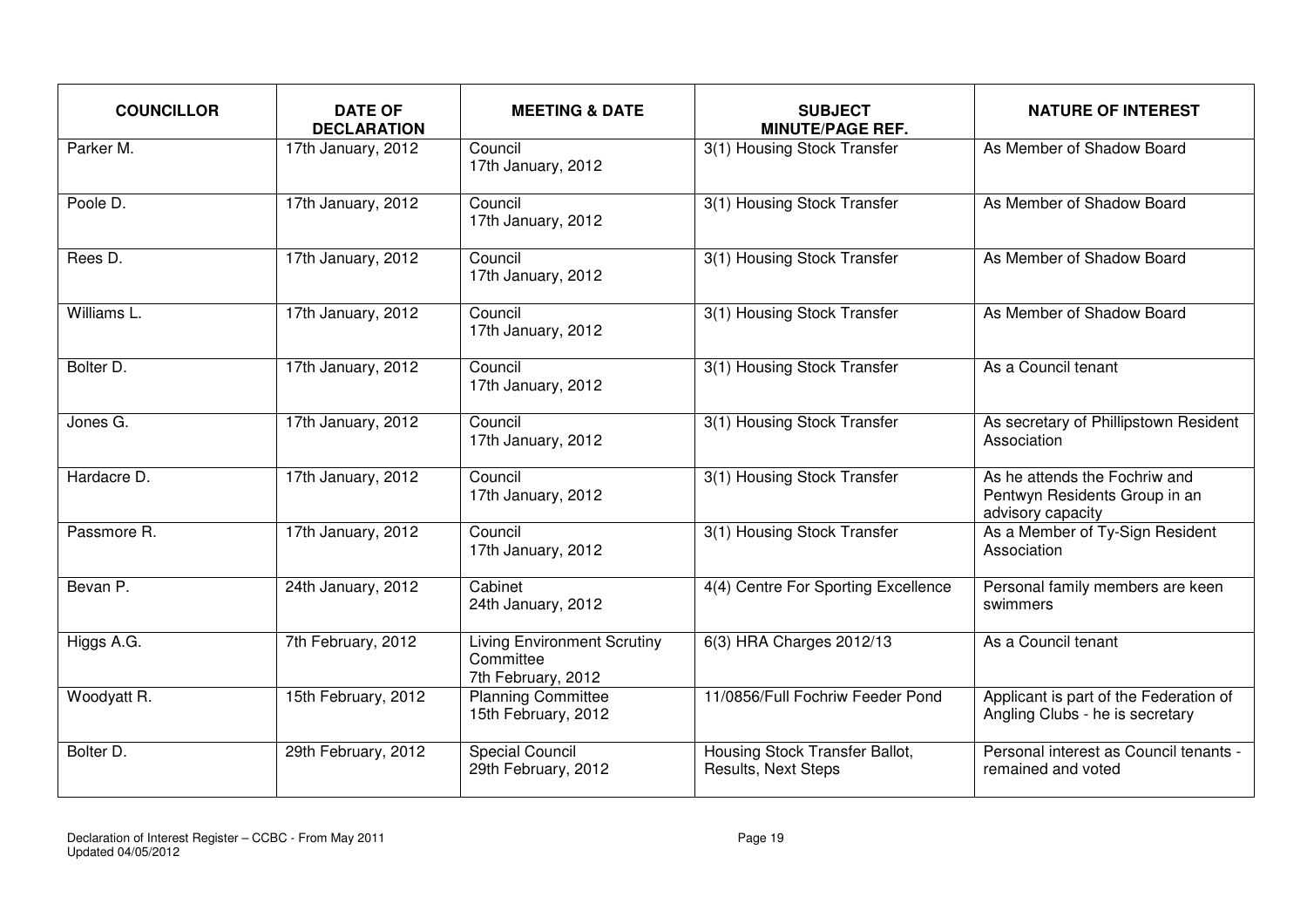| COUNCILLOR | DATE OF DECLARATION | MEETING & DATE | SUBJECT MINUTE/PAGE REF. | NATURE OF INTEREST |
|---|---|---|---|---|
| Parker M. | 17th January, 2012 | Council 17th January, 2012 | 3(1) Housing Stock Transfer | As Member of Shadow Board |
| Poole D. | 17th January, 2012 | Council 17th January, 2012 | 3(1) Housing Stock Transfer | As Member of Shadow Board |
| Rees D. | 17th January, 2012 | Council 17th January, 2012 | 3(1) Housing Stock Transfer | As Member of Shadow Board |
| Williams L. | 17th January, 2012 | Council 17th January, 2012 | 3(1) Housing Stock Transfer | As Member of Shadow Board |
| Bolter D. | 17th January, 2012 | Council 17th January, 2012 | 3(1) Housing Stock Transfer | As a Council tenant |
| Jones G. | 17th January, 2012 | Council 17th January, 2012 | 3(1) Housing Stock Transfer | As secretary of Phillipstown Resident Association |
| Hardacre D. | 17th January, 2012 | Council 17th January, 2012 | 3(1) Housing Stock Transfer | As he attends the Fochriw and Pentwyn Residents Group in an advisory capacity |
| Passmore R. | 17th January, 2012 | Council 17th January, 2012 | 3(1) Housing Stock Transfer | As a Member of Ty-Sign Resident Association |
| Bevan P. | 24th January, 2012 | Cabinet 24th January, 2012 | 4(4) Centre For Sporting Excellence | Personal family members are keen swimmers |
| Higgs A.G. | 7th February, 2012 | Living Environment Scrutiny Committee 7th February, 2012 | 6(3) HRA Charges 2012/13 | As a Council tenant |
| Woodyatt R. | 15th February, 2012 | Planning Committee 15th February, 2012 | 11/0856/Full Fochriw Feeder Pond | Applicant is part of the Federation of Angling Clubs - he is secretary |
| Bolter D. | 29th February, 2012 | Special Council 29th February, 2012 | Housing Stock Transfer Ballot, Results, Next Steps | Personal interest as Council tenants - remained and voted |

Declaration of Interest Register – CCBC - From May 2011
Updated 04/05/2012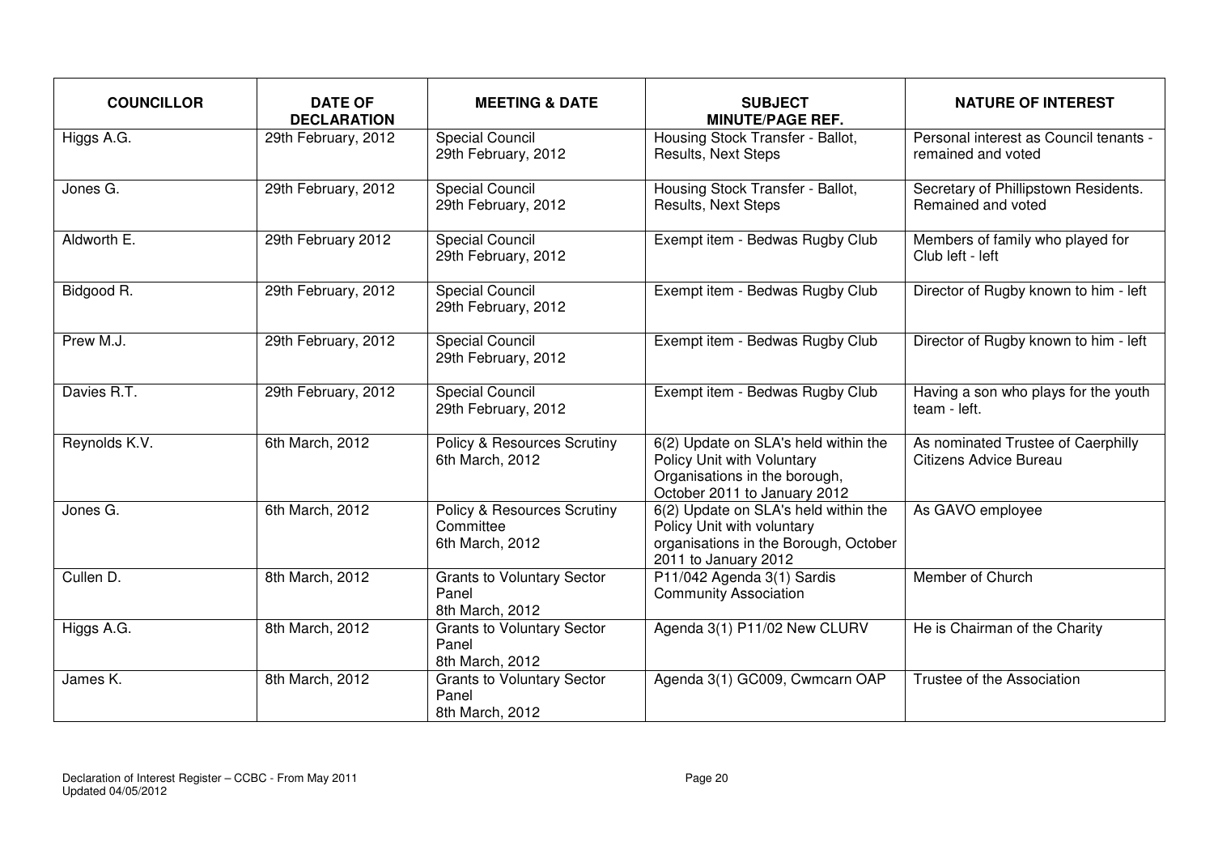| COUNCILLOR | DATE OF DECLARATION | MEETING & DATE | SUBJECT MINUTE/PAGE REF. | NATURE OF INTEREST |
|---|---|---|---|---|
| Higgs A.G. | 29th February, 2012 | Special Council 29th February, 2012 | Housing Stock Transfer - Ballot, Results, Next Steps | Personal interest as Council tenants - remained and voted |
| Jones G. | 29th February, 2012 | Special Council 29th February, 2012 | Housing Stock Transfer - Ballot, Results, Next Steps | Secretary of Phillipstown Residents. Remained and voted |
| Aldworth E. | 29th February 2012 | Special Council 29th February, 2012 | Exempt item - Bedwas Rugby Club | Members of family who played for Club left - left |
| Bidgood R. | 29th February, 2012 | Special Council 29th February, 2012 | Exempt item - Bedwas Rugby Club | Director of Rugby known to him - left |
| Prew M.J. | 29th February, 2012 | Special Council 29th February, 2012 | Exempt item - Bedwas Rugby Club | Director of Rugby known to him - left |
| Davies R.T. | 29th February, 2012 | Special Council 29th February, 2012 | Exempt item - Bedwas Rugby Club | Having a son who plays for the youth team - left. |
| Reynolds K.V. | 6th March, 2012 | Policy & Resources Scrutiny 6th March, 2012 | 6(2) Update on SLA's held within the Policy Unit with Voluntary Organisations in the borough, October 2011 to January 2012 | As nominated Trustee of Caerphilly Citizens Advice Bureau |
| Jones G. | 6th March, 2012 | Policy & Resources Scrutiny Committee 6th March, 2012 | 6(2) Update on SLA's held within the Policy Unit with voluntary organisations in the Borough, October 2011 to January 2012 | As GAVO employee |
| Cullen D. | 8th March, 2012 | Grants to Voluntary Sector Panel 8th March, 2012 | P11/042 Agenda 3(1) Sardis Community Association | Member of Church |
| Higgs A.G. | 8th March, 2012 | Grants to Voluntary Sector Panel 8th March, 2012 | Agenda 3(1) P11/02 New CLURV | He is Chairman of the Charity |
| James K. | 8th March, 2012 | Grants to Voluntary Sector Panel 8th March, 2012 | Agenda 3(1) GC009, Cwmcarn OAP | Trustee of the Association |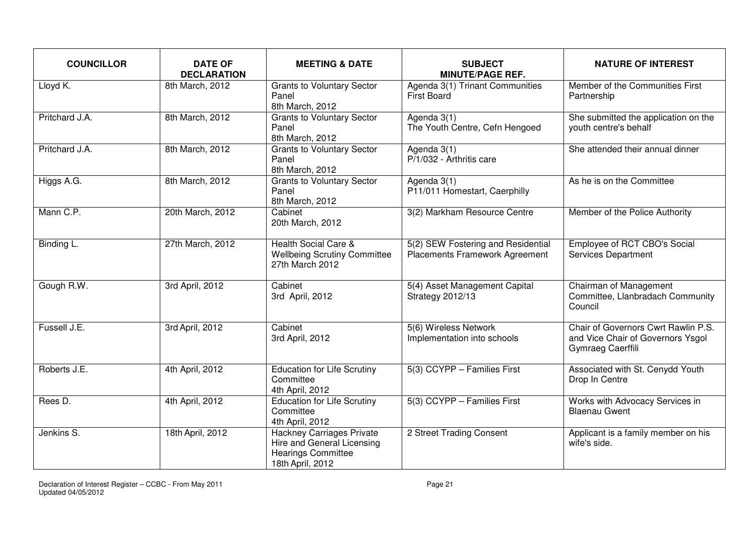| COUNCILLOR | DATE OF DECLARATION | MEETING & DATE | SUBJECT MINUTE/PAGE REF. | NATURE OF INTEREST |
|---|---|---|---|---|
| Lloyd K. | 8th March, 2012 | Grants to Voluntary Sector Panel 8th March, 2012 | Agenda 3(1) Trinant Communities First Board | Member of the Communities First Partnership |
| Pritchard J.A. | 8th March, 2012 | Grants to Voluntary Sector Panel 8th March, 2012 | Agenda 3(1) The Youth Centre, Cefn Hengoed | She submitted the application on the youth centre's behalf |
| Pritchard J.A. | 8th March, 2012 | Grants to Voluntary Sector Panel 8th March, 2012 | Agenda 3(1) P/1/032 - Arthritis care | She attended their annual dinner |
| Higgs A.G. | 8th March, 2012 | Grants to Voluntary Sector Panel 8th March, 2012 | Agenda 3(1) P11/011 Homestart, Caerphilly | As he is on the Committee |
| Mann C.P. | 20th March, 2012 | Cabinet 20th March, 2012 | 3(2) Markham Resource Centre | Member of the Police Authority |
| Binding L. | 27th March, 2012 | Health Social Care & Wellbeing Scrutiny Committee 27th March 2012 | 5(2) SEW Fostering and Residential Placements Framework Agreement | Employee of RCT CBO's Social Services Department |
| Gough R.W. | 3rd April, 2012 | Cabinet 3rd April, 2012 | 5(4) Asset Management Capital Strategy 2012/13 | Chairman of Management Committee, Llanbradach Community Council |
| Fussell J.E. | 3rd April, 2012 | Cabinet 3rd April, 2012 | 5(6) Wireless Network Implementation into schools | Chair of Governors Cwrt Rawlin P.S. and Vice Chair of Governors Ysgol Gymraeg Caerffili |
| Roberts J.E. | 4th April, 2012 | Education for Life Scrutiny Committee 4th April, 2012 | 5(3) CCYPP – Families First | Associated with St. Cenydd Youth Drop In Centre |
| Rees D. | 4th April, 2012 | Education for Life Scrutiny Committee 4th April, 2012 | 5(3) CCYPP – Families First | Works with Advocacy Services in Blaenau Gwent |
| Jenkins S. | 18th April, 2012 | Hackney Carriages Private Hire and General Licensing Hearings Committee 18th April, 2012 | 2 Street Trading Consent | Applicant is a family member on his wife's side. |

Declaration of Interest Register – CCBC - From May 2011
Updated 04/05/2012